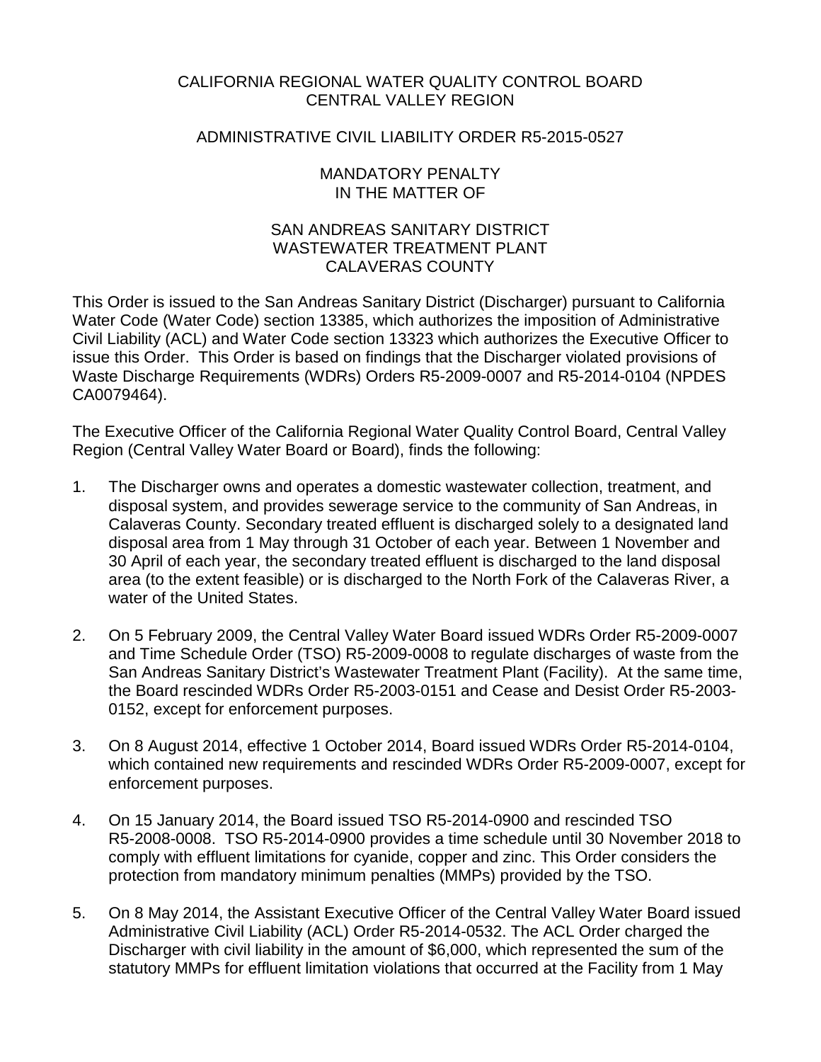CALIFORNIA REGIONAL WATER QUALITY CONTROL BOARD
CENTRAL VALLEY REGION

ADMINISTRATIVE CIVIL LIABILITY ORDER R5-2015-0527

MANDATORY PENALTY
IN THE MATTER OF

SAN ANDREAS SANITARY DISTRICT
WASTEWATER TREATMENT PLANT
CALAVERAS COUNTY

This Order is issued to the San Andreas Sanitary District (Discharger) pursuant to California Water Code (Water Code) section 13385, which authorizes the imposition of Administrative Civil Liability (ACL) and Water Code section 13323 which authorizes the Executive Officer to issue this Order. This Order is based on findings that the Discharger violated provisions of Waste Discharge Requirements (WDRs) Orders R5-2009-0007 and R5-2014-0104 (NPDES CA0079464).

The Executive Officer of the California Regional Water Quality Control Board, Central Valley Region (Central Valley Water Board or Board), finds the following:

1. The Discharger owns and operates a domestic wastewater collection, treatment, and disposal system, and provides sewerage service to the community of San Andreas, in Calaveras County. Secondary treated effluent is discharged solely to a designated land disposal area from 1 May through 31 October of each year. Between 1 November and 30 April of each year, the secondary treated effluent is discharged to the land disposal area (to the extent feasible) or is discharged to the North Fork of the Calaveras River, a water of the United States.

2. On 5 February 2009, the Central Valley Water Board issued WDRs Order R5-2009-0007 and Time Schedule Order (TSO) R5-2009-0008 to regulate discharges of waste from the San Andreas Sanitary District's Wastewater Treatment Plant (Facility). At the same time, the Board rescinded WDRs Order R5-2003-0151 and Cease and Desist Order R5-2003-0152, except for enforcement purposes.

3. On 8 August 2014, effective 1 October 2014, Board issued WDRs Order R5-2014-0104, which contained new requirements and rescinded WDRs Order R5-2009-0007, except for enforcement purposes.

4. On 15 January 2014, the Board issued TSO R5-2014-0900 and rescinded TSO R5-2008-0008. TSO R5-2014-0900 provides a time schedule until 30 November 2018 to comply with effluent limitations for cyanide, copper and zinc. This Order considers the protection from mandatory minimum penalties (MMPs) provided by the TSO.

5. On 8 May 2014, the Assistant Executive Officer of the Central Valley Water Board issued Administrative Civil Liability (ACL) Order R5-2014-0532. The ACL Order charged the Discharger with civil liability in the amount of $6,000, which represented the sum of the statutory MMPs for effluent limitation violations that occurred at the Facility from 1 May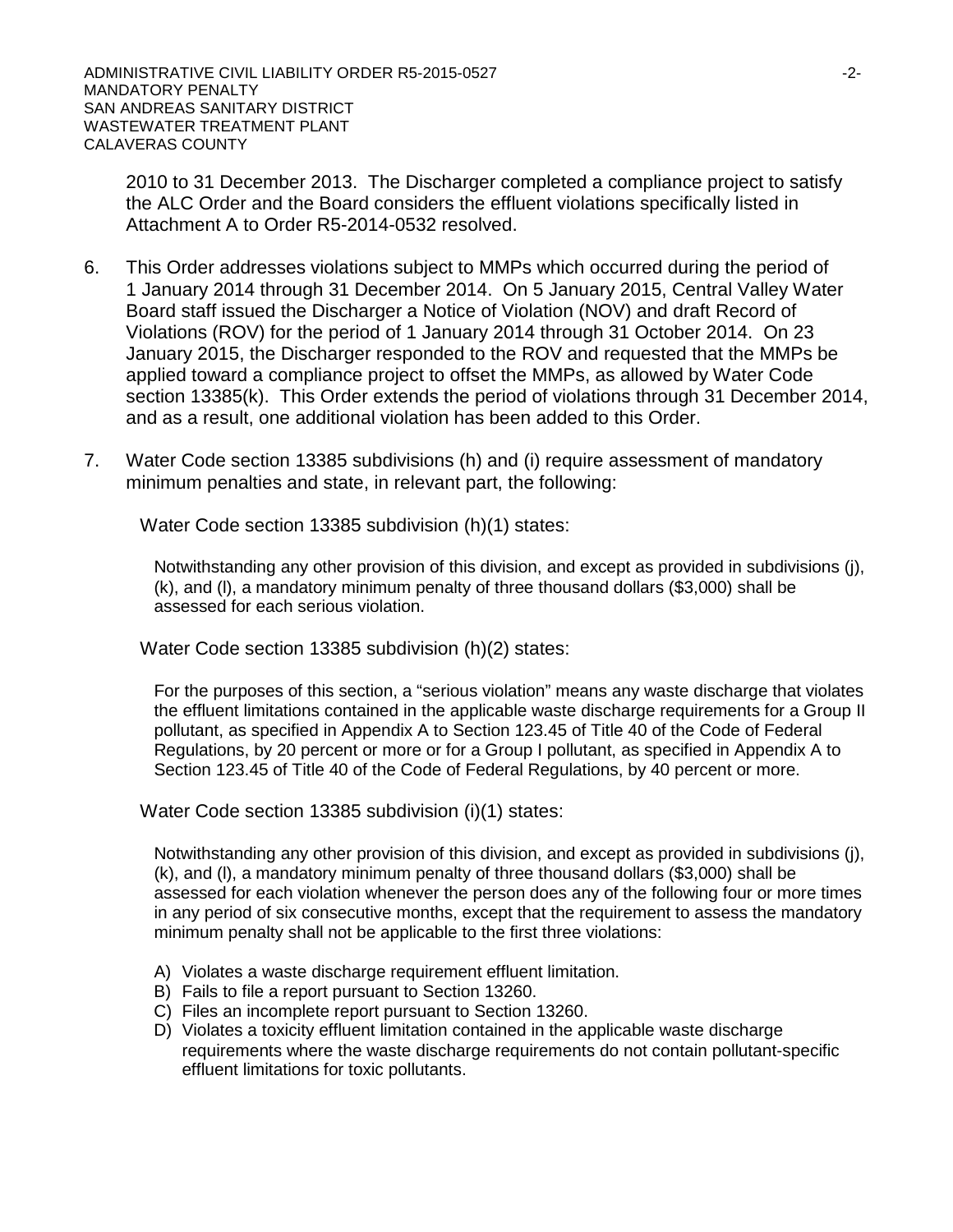2010 to 31 December 2013. The Discharger completed a compliance project to satisfy the ALC Order and the Board considers the effluent violations specifically listed in Attachment A to Order R5-2014-0532 resolved.

6. This Order addresses violations subject to MMPs which occurred during the period of 1 January 2014 through 31 December 2014. On 5 January 2015, Central Valley Water Board staff issued the Discharger a Notice of Violation (NOV) and draft Record of Violations (ROV) for the period of 1 January 2014 through 31 October 2014. On 23 January 2015, the Discharger responded to the ROV and requested that the MMPs be applied toward a compliance project to offset the MMPs, as allowed by Water Code section 13385(k). This Order extends the period of violations through 31 December 2014, and as a result, one additional violation has been added to this Order.

7. Water Code section 13385 subdivisions (h) and (i) require assessment of mandatory minimum penalties and state, in relevant part, the following:

   Water Code section 13385 subdivision (h)(1) states:

   > Notwithstanding any other provision of this division, and except as provided in subdivisions (j), (k), and (l), a mandatory minimum penalty of three thousand dollars ($3,000) shall be assessed for each serious violation.

   Water Code section 13385 subdivision (h)(2) states:

   > For the purposes of this section, a "serious violation" means any waste discharge that violates the effluent limitations contained in the applicable waste discharge requirements for a Group II pollutant, as specified in Appendix A to Section 123.45 of Title 40 of the Code of Federal Regulations, by 20 percent or more or for a Group I pollutant, as specified in Appendix A to Section 123.45 of Title 40 of the Code of Federal Regulations, by 40 percent or more.

   Water Code section 13385 subdivision (i)(1) states:

   > Notwithstanding any other provision of this division, and except as provided in subdivisions (j), (k), and (l), a mandatory minimum penalty of three thousand dollars ($3,000) shall be assessed for each violation whenever the person does any of the following four or more times in any period of six consecutive months, except that the requirement to assess the mandatory minimum penalty shall not be applicable to the first three violations:
   >
   > A) Violates a waste discharge requirement effluent limitation.
   > B) Fails to file a report pursuant to Section 13260.
   > C) Files an incomplete report pursuant to Section 13260.
   > D) Violates a toxicity effluent limitation contained in the applicable waste discharge requirements where the waste discharge requirements do not contain pollutant-specific effluent limitations for toxic pollutants.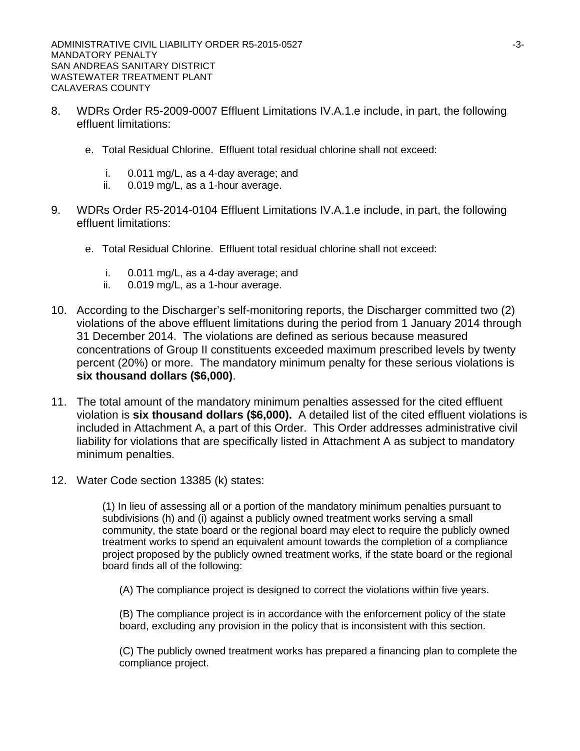8. WDRs Order R5-2009-0007 Effluent Limitations IV.A.1.e include, in part, the following effluent limitations:

   e. Total Residual Chlorine. Effluent total residual chlorine shall not exceed:

      i. 0.011 mg/L, as a 4-day average; and
      ii. 0.019 mg/L, as a 1-hour average.

9. WDRs Order R5-2014-0104 Effluent Limitations IV.A.1.e include, in part, the following effluent limitations:

   e. Total Residual Chlorine. Effluent total residual chlorine shall not exceed:

      i. 0.011 mg/L, as a 4-day average; and
      ii. 0.019 mg/L, as a 1-hour average.

10. According to the Discharger's self-monitoring reports, the Discharger committed two (2) violations of the above effluent limitations during the period from 1 January 2014 through 31 December 2014. The violations are defined as serious because measured concentrations of Group II constituents exceeded maximum prescribed levels by twenty percent (20%) or more. The mandatory minimum penalty for these serious violations is **six thousand dollars ($6,000)**.

11. The total amount of the mandatory minimum penalties assessed for the cited effluent violation is **six thousand dollars ($6,000).** A detailed list of the cited effluent violations is included in Attachment A, a part of this Order. This Order addresses administrative civil liability for violations that are specifically listed in Attachment A as subject to mandatory minimum penalties.

12. Water Code section 13385 (k) states:

    (1) In lieu of assessing all or a portion of the mandatory minimum penalties pursuant to subdivisions (h) and (i) against a publicly owned treatment works serving a small community, the state board or the regional board may elect to require the publicly owned treatment works to spend an equivalent amount towards the completion of a compliance project proposed by the publicly owned treatment works, if the state board or the regional board finds all of the following:

    (A) The compliance project is designed to correct the violations within five years.

    (B) The compliance project is in accordance with the enforcement policy of the state board, excluding any provision in the policy that is inconsistent with this section.

    (C) The publicly owned treatment works has prepared a financing plan to complete the compliance project.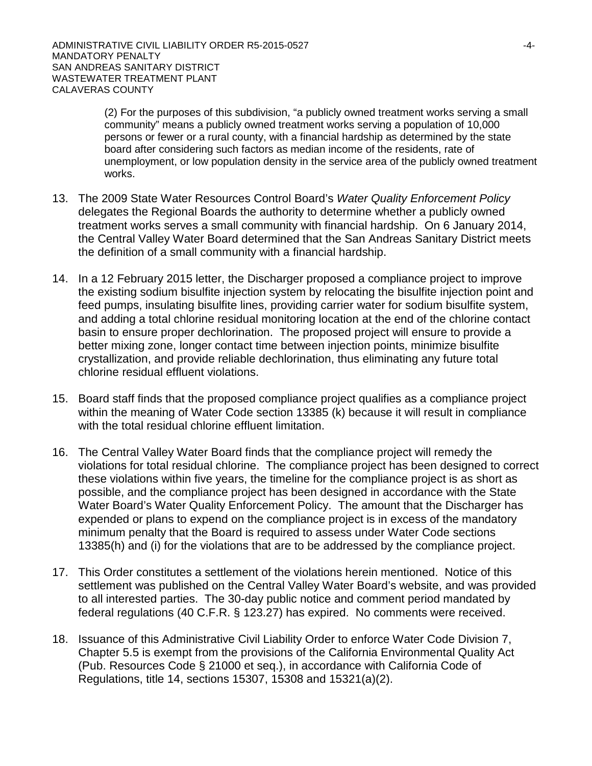(2) For the purposes of this subdivision, "a publicly owned treatment works serving a small community" means a publicly owned treatment works serving a population of 10,000 persons or fewer or a rural county, with a financial hardship as determined by the state board after considering such factors as median income of the residents, rate of unemployment, or low population density in the service area of the publicly owned treatment works.

13. The 2009 State Water Resources Control Board's *Water Quality Enforcement Policy* delegates the Regional Boards the authority to determine whether a publicly owned treatment works serves a small community with financial hardship. On 6 January 2014, the Central Valley Water Board determined that the San Andreas Sanitary District meets the definition of a small community with a financial hardship.

14. In a 12 February 2015 letter, the Discharger proposed a compliance project to improve the existing sodium bisulfite injection system by relocating the bisulfite injection point and feed pumps, insulating bisulfite lines, providing carrier water for sodium bisulfite system, and adding a total chlorine residual monitoring location at the end of the chlorine contact basin to ensure proper dechlorination. The proposed project will ensure to provide a better mixing zone, longer contact time between injection points, minimize bisulfite crystallization, and provide reliable dechlorination, thus eliminating any future total chlorine residual effluent violations.

15. Board staff finds that the proposed compliance project qualifies as a compliance project within the meaning of Water Code section 13385 (k) because it will result in compliance with the total residual chlorine effluent limitation.

16. The Central Valley Water Board finds that the compliance project will remedy the violations for total residual chlorine. The compliance project has been designed to correct these violations within five years, the timeline for the compliance project is as short as possible, and the compliance project has been designed in accordance with the State Water Board's Water Quality Enforcement Policy. The amount that the Discharger has expended or plans to expend on the compliance project is in excess of the mandatory minimum penalty that the Board is required to assess under Water Code sections 13385(h) and (i) for the violations that are to be addressed by the compliance project.

17. This Order constitutes a settlement of the violations herein mentioned. Notice of this settlement was published on the Central Valley Water Board's website, and was provided to all interested parties. The 30-day public notice and comment period mandated by federal regulations (40 C.F.R. § 123.27) has expired. No comments were received.

18. Issuance of this Administrative Civil Liability Order to enforce Water Code Division 7, Chapter 5.5 is exempt from the provisions of the California Environmental Quality Act (Pub. Resources Code § 21000 et seq.), in accordance with California Code of Regulations, title 14, sections 15307, 15308 and 15321(a)(2).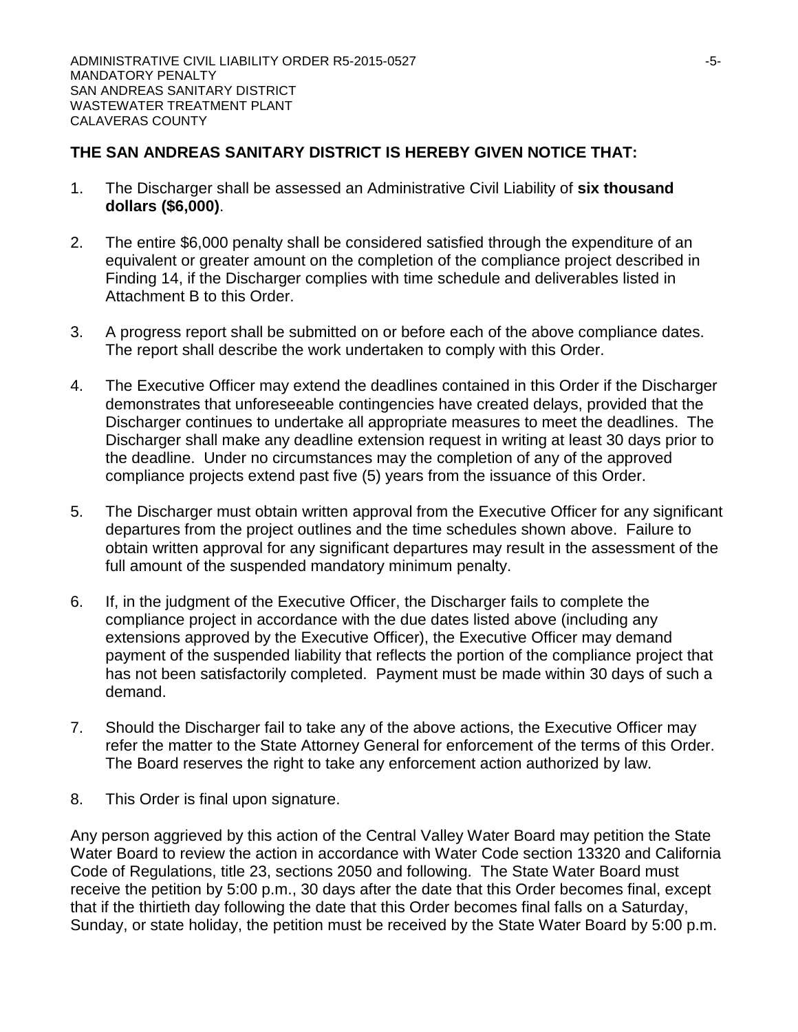**THE SAN ANDREAS SANITARY DISTRICT IS HEREBY GIVEN NOTICE THAT:**

1. The Discharger shall be assessed an Administrative Civil Liability of **six thousand dollars ($6,000)**.

2. The entire $6,000 penalty shall be considered satisfied through the expenditure of an equivalent or greater amount on the completion of the compliance project described in Finding 14, if the Discharger complies with time schedule and deliverables listed in Attachment B to this Order.

3. A progress report shall be submitted on or before each of the above compliance dates. The report shall describe the work undertaken to comply with this Order.

4. The Executive Officer may extend the deadlines contained in this Order if the Discharger demonstrates that unforeseeable contingencies have created delays, provided that the Discharger continues to undertake all appropriate measures to meet the deadlines. The Discharger shall make any deadline extension request in writing at least 30 days prior to the deadline. Under no circumstances may the completion of any of the approved compliance projects extend past five (5) years from the issuance of this Order.

5. The Discharger must obtain written approval from the Executive Officer for any significant departures from the project outlines and the time schedules shown above. Failure to obtain written approval for any significant departures may result in the assessment of the full amount of the suspended mandatory minimum penalty.

6. If, in the judgment of the Executive Officer, the Discharger fails to complete the compliance project in accordance with the due dates listed above (including any extensions approved by the Executive Officer), the Executive Officer may demand payment of the suspended liability that reflects the portion of the compliance project that has not been satisfactorily completed. Payment must be made within 30 days of such a demand.

7. Should the Discharger fail to take any of the above actions, the Executive Officer may refer the matter to the State Attorney General for enforcement of the terms of this Order. The Board reserves the right to take any enforcement action authorized by law.

8. This Order is final upon signature.

Any person aggrieved by this action of the Central Valley Water Board may petition the State Water Board to review the action in accordance with Water Code section 13320 and California Code of Regulations, title 23, sections 2050 and following. The State Water Board must receive the petition by 5:00 p.m., 30 days after the date that this Order becomes final, except that if the thirtieth day following the date that this Order becomes final falls on a Saturday, Sunday, or state holiday, the petition must be received by the State Water Board by 5:00 p.m.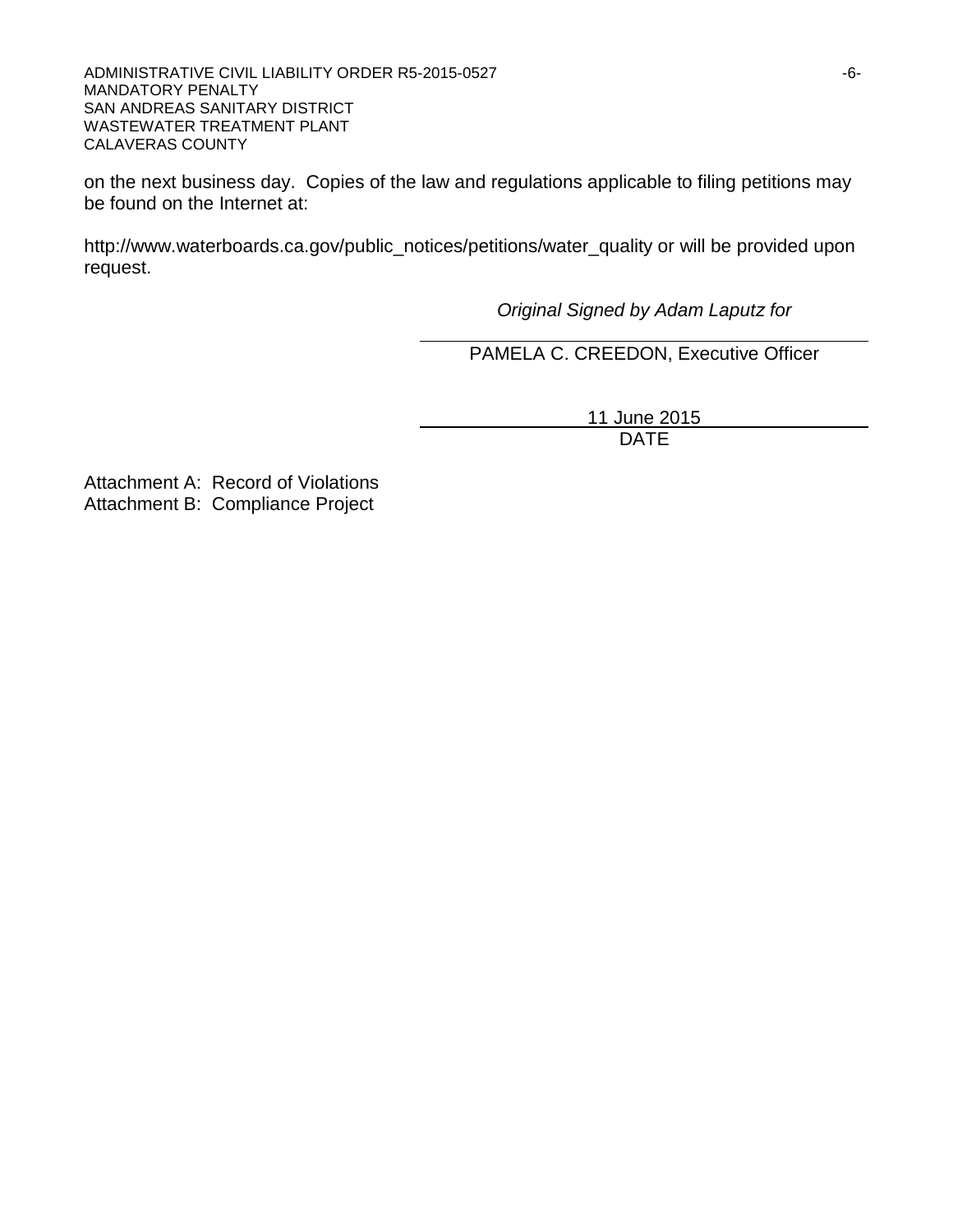on the next business day. Copies of the law and regulations applicable to filing petitions may be found on the Internet at:

http://www.waterboards.ca.gov/public_notices/petitions/water_quality or will be provided upon request.

*Original Signed by Adam Laputz for*

PAMELA C. CREEDON, Executive Officer

11 June 2015

DATE

Attachment A: Record of Violations
Attachment B: Compliance Project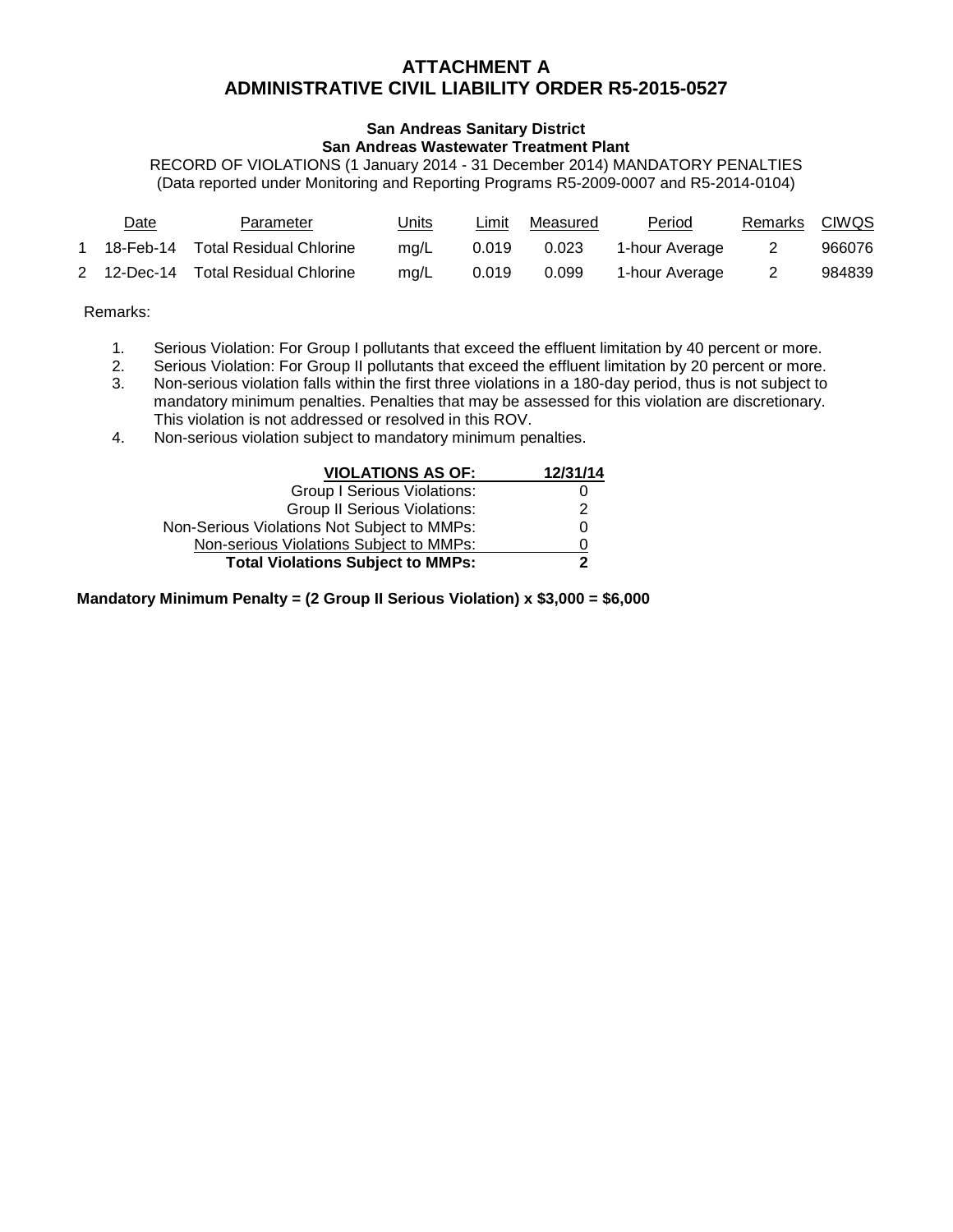# ATTACHMENT A
# ADMINISTRATIVE CIVIL LIABILITY ORDER R5-2015-0527

**San Andreas Sanitary District**
**San Andreas Wastewater Treatment Plant**

RECORD OF VIOLATIONS (1 January 2014 - 31 December 2014) MANDATORY PENALTIES
(Data reported under Monitoring and Reporting Programs R5-2009-0007 and R5-2014-0104)

| | Date | Parameter | Units | Limit | Measured | Period | Remarks | CIWQS |
|---|---|---|---|---|---|---|---|---|
| 1 | 18-Feb-14 | Total Residual Chlorine | mg/L | 0.019 | 0.023 | 1-hour Average | 2 | 966076 |
| 2 | 12-Dec-14 | Total Residual Chlorine | mg/L | 0.019 | 0.099 | 1-hour Average | 2 | 984839 |

Remarks:

1. Serious Violation: For Group I pollutants that exceed the effluent limitation by 40 percent or more.
2. Serious Violation: For Group II pollutants that exceed the effluent limitation by 20 percent or more.
3. Non-serious violation falls within the first three violations in a 180-day period, thus is not subject to mandatory minimum penalties. Penalties that may be assessed for this violation are discretionary. This violation is not addressed or resolved in this ROV.
4. Non-serious violation subject to mandatory minimum penalties.

| **VIOLATIONS AS OF:** | **12/31/14** |
|---|---|
| Group I Serious Violations: | 0 |
| Group II Serious Violations: | 2 |
| Non-Serious Violations Not Subject to MMPs: | 0 |
| Non-serious Violations Subject to MMPs: | 0 |
| **Total Violations Subject to MMPs:** | **2** |

**Mandatory Minimum Penalty = (2 Group II Serious Violation) x $3,000 = $6,000**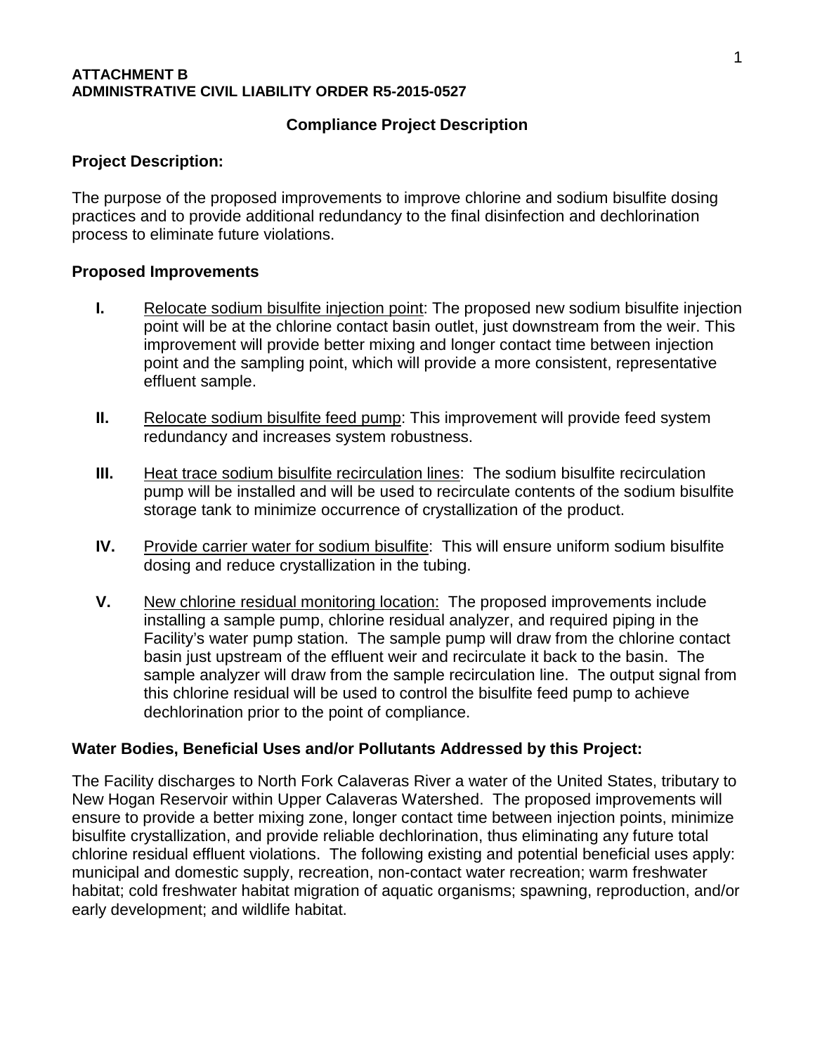**ATTACHMENT B**
**ADMINISTRATIVE CIVIL LIABILITY ORDER R5-2015-0527**

## Compliance Project Description

### Project Description:

The purpose of the proposed improvements to improve chlorine and sodium bisulfite dosing practices and to provide additional redundancy to the final disinfection and dechlorination process to eliminate future violations.

### Proposed Improvements

**I.** Relocate sodium bisulfite injection point: The proposed new sodium bisulfite injection point will be at the chlorine contact basin outlet, just downstream from the weir. This improvement will provide better mixing and longer contact time between injection point and the sampling point, which will provide a more consistent, representative effluent sample.

**II.** Relocate sodium bisulfite feed pump: This improvement will provide feed system redundancy and increases system robustness.

**III.** Heat trace sodium bisulfite recirculation lines: The sodium bisulfite recirculation pump will be installed and will be used to recirculate contents of the sodium bisulfite storage tank to minimize occurrence of crystallization of the product.

**IV.** Provide carrier water for sodium bisulfite: This will ensure uniform sodium bisulfite dosing and reduce crystallization in the tubing.

**V.** New chlorine residual monitoring location: The proposed improvements include installing a sample pump, chlorine residual analyzer, and required piping in the Facility's water pump station. The sample pump will draw from the chlorine contact basin just upstream of the effluent weir and recirculate it back to the basin. The sample analyzer will draw from the sample recirculation line. The output signal from this chlorine residual will be used to control the bisulfite feed pump to achieve dechlorination prior to the point of compliance.

### Water Bodies, Beneficial Uses and/or Pollutants Addressed by this Project:

The Facility discharges to North Fork Calaveras River a water of the United States, tributary to New Hogan Reservoir within Upper Calaveras Watershed. The proposed improvements will ensure to provide a better mixing zone, longer contact time between injection points, minimize bisulfite crystallization, and provide reliable dechlorination, thus eliminating any future total chlorine residual effluent violations. The following existing and potential beneficial uses apply: municipal and domestic supply, recreation, non-contact water recreation; warm freshwater habitat; cold freshwater habitat migration of aquatic organisms; spawning, reproduction, and/or early development; and wildlife habitat.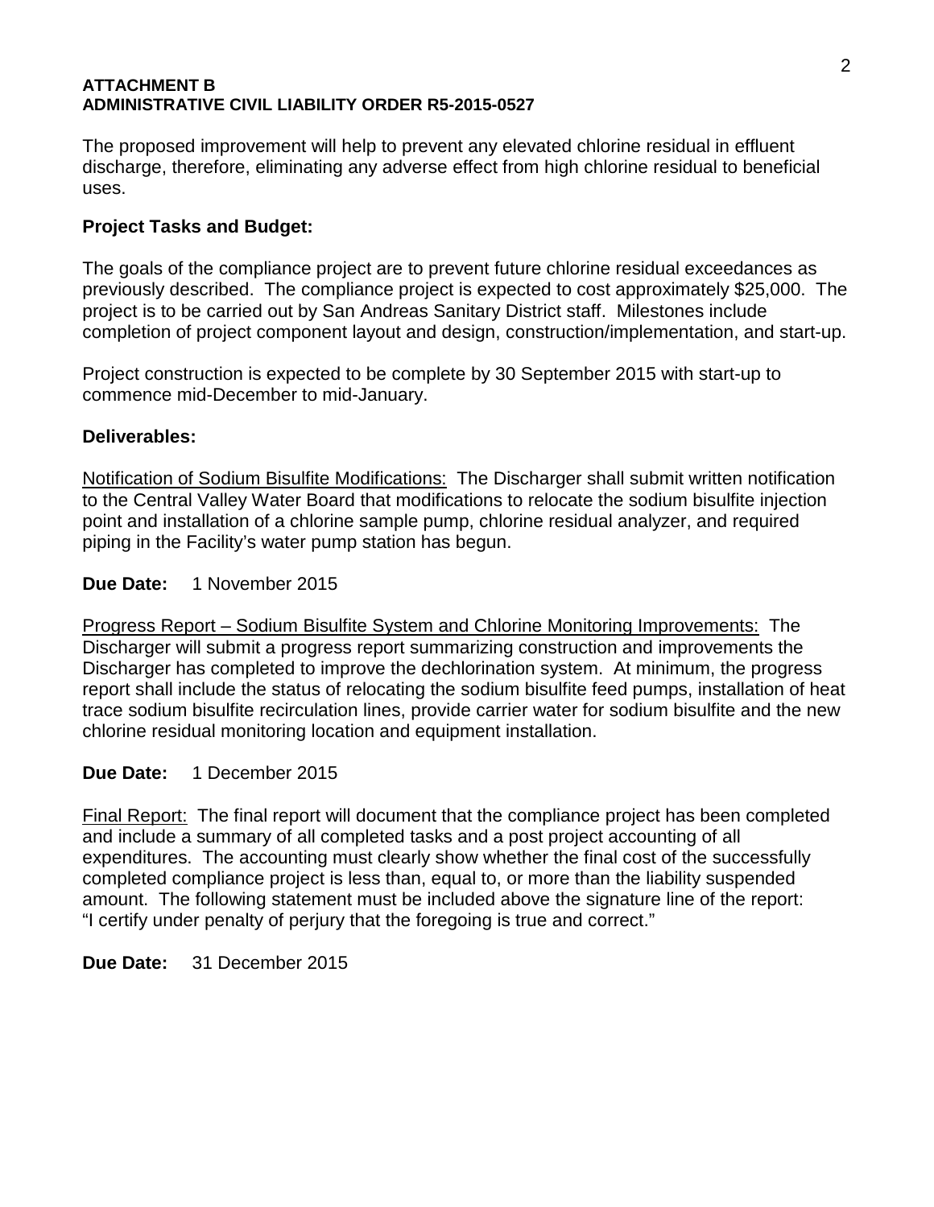**ATTACHMENT B**
**ADMINISTRATIVE CIVIL LIABILITY ORDER R5-2015-0527**

The proposed improvement will help to prevent any elevated chlorine residual in effluent discharge, therefore, eliminating any adverse effect from high chlorine residual to beneficial uses.

### Project Tasks and Budget:

The goals of the compliance project are to prevent future chlorine residual exceedances as previously described. The compliance project is expected to cost approximately $25,000. The project is to be carried out by San Andreas Sanitary District staff. Milestones include completion of project component layout and design, construction/implementation, and start-up.

Project construction is expected to be complete by 30 September 2015 with start-up to commence mid-December to mid-January.

### Deliverables:

Notification of Sodium Bisulfite Modifications: The Discharger shall submit written notification to the Central Valley Water Board that modifications to relocate the sodium bisulfite injection point and installation of a chlorine sample pump, chlorine residual analyzer, and required piping in the Facility's water pump station has begun.

**Due Date:** 1 November 2015

Progress Report – Sodium Bisulfite System and Chlorine Monitoring Improvements: The Discharger will submit a progress report summarizing construction and improvements the Discharger has completed to improve the dechlorination system. At minimum, the progress report shall include the status of relocating the sodium bisulfite feed pumps, installation of heat trace sodium bisulfite recirculation lines, provide carrier water for sodium bisulfite and the new chlorine residual monitoring location and equipment installation.

**Due Date:** 1 December 2015

Final Report: The final report will document that the compliance project has been completed and include a summary of all completed tasks and a post project accounting of all expenditures. The accounting must clearly show whether the final cost of the successfully completed compliance project is less than, equal to, or more than the liability suspended amount. The following statement must be included above the signature line of the report: "I certify under penalty of perjury that the foregoing is true and correct."

**Due Date:** 31 December 2015